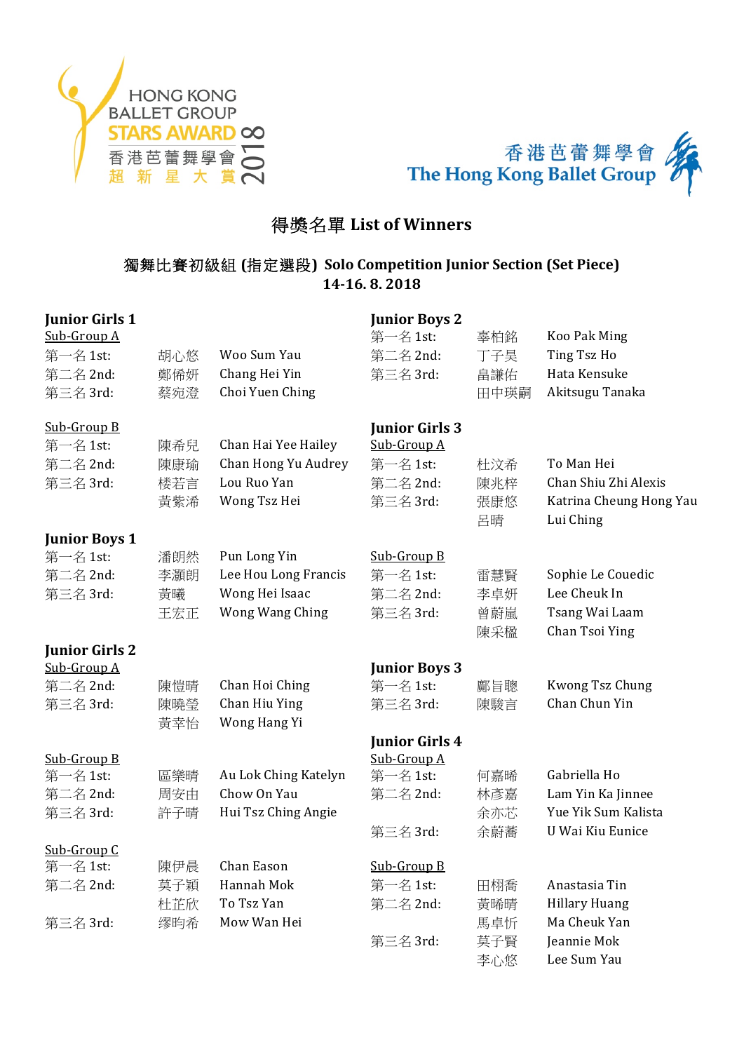HONG KONG BALLET GROUP STARS AWARD 2018
香港芭蕾舞學會 超新星大賞

香港芭蕾舞學會 The Hong Kong Ballet Group

# 得獎名單 List of Winners

## 獨舞比賽初級組 (指定選段) Solo Competition Junior Section (Set Piece)

**14-16. 8. 2018**

### Junior Girls 1

Sub-Group A

| | | |
|---|---|---|
| 第一名 1st: | 胡心悠 | Woo Sum Yau |
| 第二名 2nd: | 鄭俙妍 | Chang Hei Yin |
| 第三名 3rd: | 蔡宛澄 | Choi Yuen Ching |

Sub-Group B

| | | |
|---|---|---|
| 第一名 1st: | 陳希兒 | Chan Hai Yee Hailey |
| 第二名 2nd: | 陳康瑜 | Chan Hong Yu Audrey |
| 第三名 3rd: | 楼若言 | Lou Ruo Yan |
| | 黃紫浠 | Wong Tsz Hei |

### Junior Boys 1

| | | |
|---|---|---|
| 第一名 1st: | 潘朗然 | Pun Long Yin |
| 第二名 2nd: | 李灝朗 | Lee Hou Long Francis |
| 第三名 3rd: | 黃曦 | Wong Hei Isaac |
| | 王宏正 | Wong Wang Ching |

### Junior Girls 2

Sub-Group A

| | | |
|---|---|---|
| 第二名 2nd: | 陳愷晴 | Chan Hoi Ching |
| 第三名 3rd: | 陳曉瑩 | Chan Hiu Ying |
| | 黃幸怡 | Wong Hang Yi |

Sub-Group B

| | | |
|---|---|---|
| 第一名 1st: | 區樂晴 | Au Lok Ching Katelyn |
| 第二名 2nd: | 周安由 | Chow On Yau |
| 第三名 3rd: | 許子晴 | Hui Tsz Ching Angie |

Sub-Group C

| | | |
|---|---|---|
| 第一名 1st: | 陳伊晨 | Chan Eason |
| 第二名 2nd: | 莫子穎 | Hannah Mok |
| | 杜芷欣 | To Tsz Yan |
| 第三名 3rd: | 繆昀希 | Mow Wan Hei |

### Junior Boys 2

| | | |
|---|---|---|
| 第一名 1st: | 辜柏銘 | Koo Pak Ming |
| 第二名 2nd: | 丁子昊 | Ting Tsz Ho |
| 第三名 3rd: | 畠謙佑 | Hata Kensuke |
| | 田中瑛嗣 | Akitsugu Tanaka |

### Junior Girls 3

Sub-Group A

| | | |
|---|---|---|
| 第一名 1st: | 杜汶希 | To Man Hei |
| 第二名 2nd: | 陳兆梓 | Chan Shiu Zhi Alexis |
| 第三名 3rd: | 張康悠 | Katrina Cheung Hong Yau |
| | 呂晴 | Lui Ching |

Sub-Group B

| | | |
|---|---|---|
| 第一名 1st: | 雷慧賢 | Sophie Le Couedic |
| 第二名 2nd: | 李卓妍 | Lee Cheuk In |
| 第三名 3rd: | 曾蔚嵐 | Tsang Wai Laam |
| | 陳采楹 | Chan Tsoi Ying |

### Junior Boys 3

| | | |
|---|---|---|
| 第一名 1st: | 鄺旨聰 | Kwong Tsz Chung |
| 第三名 3rd: | 陳駿言 | Chan Chun Yin |

### Junior Girls 4

Sub-Group A

| | | |
|---|---|---|
| 第一名 1st: | 何嘉晞 | Gabriella Ho |
| 第二名 2nd: | 林彥嘉 | Lam Yin Ka Jinnee |
| | 余亦芯 | Yue Yik Sum Kalista |
| 第三名 3rd: | 余蔚蕎 | U Wai Kiu Eunice |

Sub-Group B

| | | |
|---|---|---|
| 第一名 1st: | 田栩喬 | Anastasia Tin |
| 第二名 2nd: | 黃晞晴 | Hillary Huang |
| | 馬卓忻 | Ma Cheuk Yan |
| 第三名 3rd: | 莫子賢 | Jeannie Mok |
| | 李心悠 | Lee Sum Yau |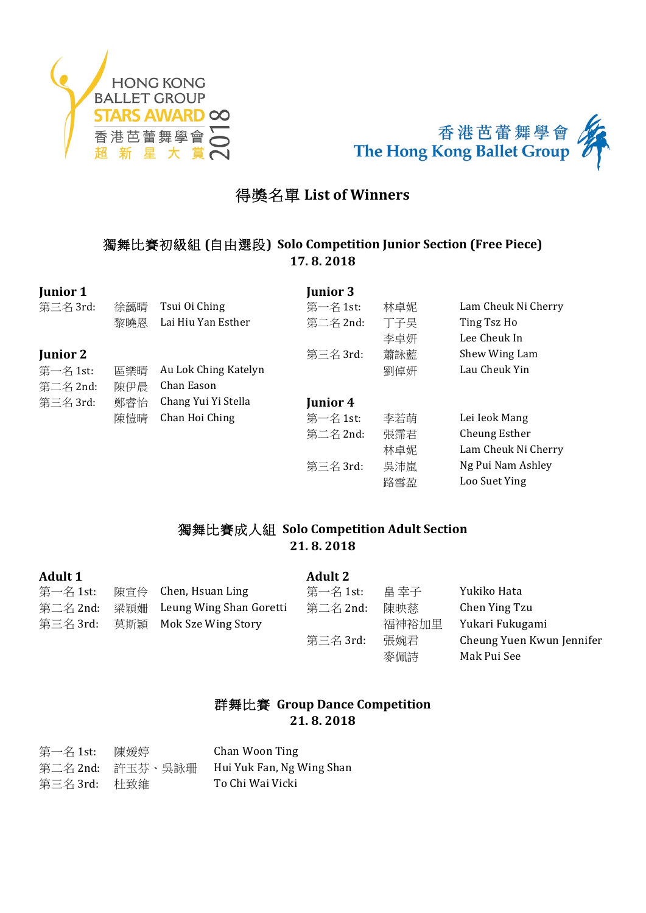HONG KONG BALLET GROUP STARS AWARD 2018 香港芭蕾舞學會 超新星大賞

香港芭蕾舞學會 The Hong Kong Ballet Group

# 得獎名單 List of Winners

## 獨舞比賽初級組 (自由選段) Solo Competition Junior Section (Free Piece)

**17. 8. 2018**

### Junior 1

| | | |
|---|---|---|
| 第三名 3rd: | 徐藹晴 | Tsui Oi Ching |
| | 黎曉恩 | Lai Hiu Yan Esther |

### Junior 2

| | | |
|---|---|---|
| 第一名 1st: | 區樂晴 | Au Lok Ching Katelyn |
| 第二名 2nd: | 陳伊晨 | Chan Eason |
| 第三名 3rd: | 鄭睿怡 | Chang Yui Yi Stella |
| | 陳愷晴 | Chan Hoi Ching |

### Junior 3

| | | |
|---|---|---|
| 第一名 1st: | 林卓妮 | Lam Cheuk Ni Cherry |
| 第二名 2nd: | 丁子昊 | Ting Tsz Ho |
| | 李卓妍 | Lee Cheuk In |
| 第三名 3rd: | 蕭詠藍 | Shew Wing Lam |
| | 劉倬妍 | Lau Cheuk Yin |

### Junior 4

| | | |
|---|---|---|
| 第一名 1st: | 李若萌 | Lei Ieok Mang |
| 第二名 2nd: | 張霈君 | Cheung Esther |
| | 林卓妮 | Lam Cheuk Ni Cherry |
| 第三名 3rd: | 吳沛嵐 | Ng Pui Nam Ashley |
| | 路雪盈 | Loo Suet Ying |

## 獨舞比賽成人組 Solo Competition Adult Section

**21. 8. 2018**

### Adult 1

| | | |
|---|---|---|
| 第一名 1st: | 陳宣伶 | Chen, Hsuan Ling |
| 第二名 2nd: | 梁穎姍 | Leung Wing Shan Goretti |
| 第三名 3rd: | 莫斯潁 | Mok Sze Wing Story |

### Adult 2

| | | |
|---|---|---|
| 第一名 1st: | 畠 幸子 | Yukiko Hata |
| 第二名 2nd: | 陳映慈 | Chen Ying Tzu |
| | 福神裕加里 | Yukari Fukugami |
| 第三名 3rd: | 張婉君 | Cheung Yuen Kwun Jennifer |
| | 麥佩詩 | Mak Pui See |

## 群舞比賽 Group Dance Competition

**21. 8. 2018**

| | | |
|---|---|---|
| 第一名 1st: | 陳媛婷 | Chan Woon Ting |
| 第二名 2nd: | 許玉芬、吳詠珊 | Hui Yuk Fan, Ng Wing Shan |
| 第三名 3rd: | 杜致維 | To Chi Wai Vicki |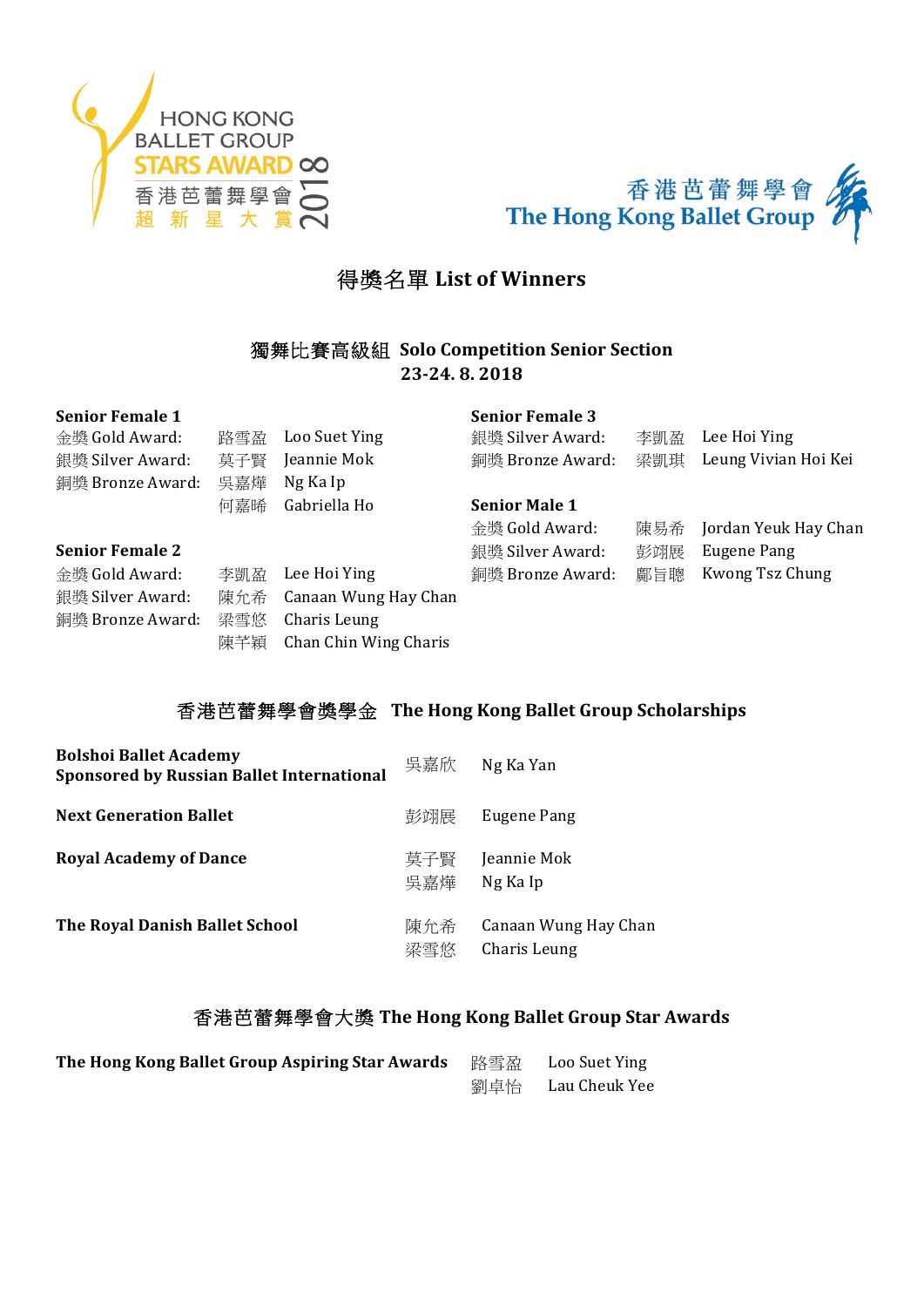HONG KONG BALLET GROUP STARS AWARD 2018
香港芭蕾舞學會 超新星大賞

香港芭蕾舞學會 The Hong Kong Ballet Group

# 得獎名單 List of Winners

## 獨舞比賽高級組 Solo Competition Senior Section
**23-24. 8. 2018**

**Senior Female 1**

| | | |
|---|---|---|
| 金獎 Gold Award: | 路雪盈 | Loo Suet Ying |
| 銀獎 Silver Award: | 莫子賢 | Jeannie Mok |
| 銅獎 Bronze Award: | 吳嘉燁 | Ng Ka Ip |
| | 何嘉晞 | Gabriella Ho |

**Senior Female 2**

| | | |
|---|---|---|
| 金獎 Gold Award: | 李凱盈 | Lee Hoi Ying |
| 銀獎 Silver Award: | 陳允希 | Canaan Wung Hay Chan |
| 銅獎 Bronze Award: | 梁雪悠 | Charis Leung |
| | 陳芊穎 | Chan Chin Wing Charis |

**Senior Female 3**

| | | |
|---|---|---|
| 銀獎 Silver Award: | 李凱盈 | Lee Hoi Ying |
| 銅獎 Bronze Award: | 梁凱琪 | Leung Vivian Hoi Kei |

**Senior Male 1**

| | | |
|---|---|---|
| 金獎 Gold Award: | 陳易希 | Jordan Yeuk Hay Chan |
| 銀獎 Silver Award: | 彭翊展 | Eugene Pang |
| 銅獎 Bronze Award: | 鄺旨聰 | Kwong Tsz Chung |

## 香港芭蕾舞學會獎學金 The Hong Kong Ballet Group Scholarships

| | | |
|---|---|---|
| **Bolshoi Ballet Academy Sponsored by Russian Ballet International** | 吳嘉欣 | Ng Ka Yan |
| **Next Generation Ballet** | 彭翊展 | Eugene Pang |
| **Royal Academy of Dance** | 莫子賢 | Jeannie Mok |
| | 吳嘉燁 | Ng Ka Ip |
| **The Royal Danish Ballet School** | 陳允希 | Canaan Wung Hay Chan |
| | 梁雪悠 | Charis Leung |

## 香港芭蕾舞學會大獎 The Hong Kong Ballet Group Star Awards

| | | |
|---|---|---|
| **The Hong Kong Ballet Group Aspiring Star Awards** | 路雪盈 | Loo Suet Ying |
| | 劉卓怡 | Lau Cheuk Yee |